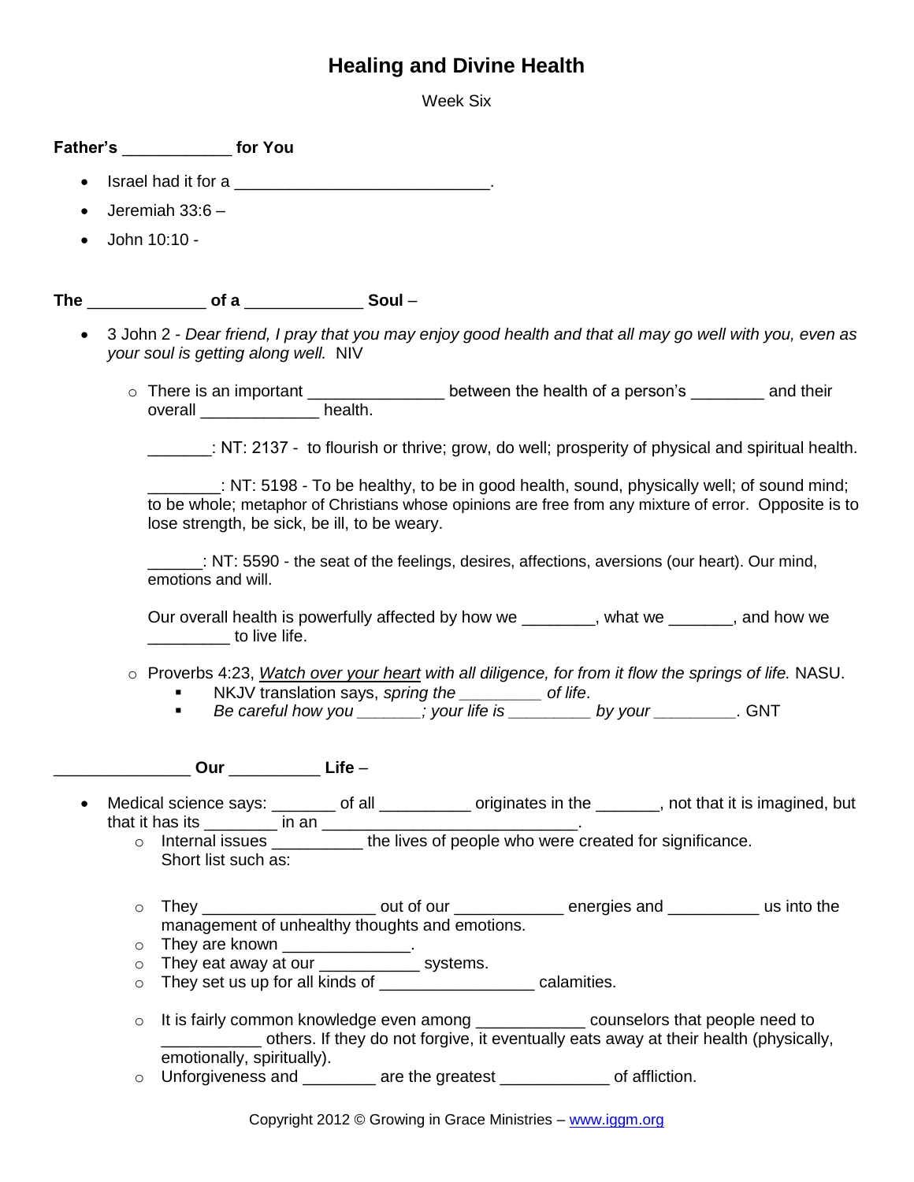# Healing and Divine Health

Week Six

**Father's ____________ for You**

- Israel had it for a ____________________________.
- Jeremiah 33:6 –
- John 10:10 -

**The _____________ of a _____________ Soul** –

- 3 John 2 - *Dear friend, I pray that you may enjoy good health and that all may go well with you, even as your soul is getting along well.* NIV
  - There is an important _______________ between the health of a person's ________ and their overall _____________ health.

    _______: NT: 2137 - to flourish or thrive; grow, do well; prosperity of physical and spiritual health.

    ________: NT: 5198 - To be healthy, to be in good health, sound, physically well; of sound mind; to be whole; metaphor of Christians whose opinions are free from any mixture of error. Opposite is to lose strength, be sick, be ill, to be weary.

    ______: NT: 5590 - the seat of the feelings, desires, affections, aversions (our heart). Our mind, emotions and will.

    Our overall health is powerfully affected by how we ________, what we _______, and how we _________ to live life.

  - Proverbs 4:23, *<u>Watch over your heart</u> with all diligence, for from it flow the springs of life.* NASU.
    - NKJV translation says, *spring the _________ of life*.
    - *Be careful how you _______; your life is _________ by your _________*. GNT

**_______________ Our __________ Life** –

- Medical science says: _______ of all __________ originates in the _______, not that it is imagined, but that it has its ________ in an ____________________________.
  - Internal issues __________ the lives of people who were created for significance. Short list such as:

  - They ___________________ out of our ____________ energies and __________ us into the management of unhealthy thoughts and emotions.
  - They are known ______________.
  - They eat away at our ___________ systems.
  - They set us up for all kinds of _________________ calamities.

  - It is fairly common knowledge even among ____________ counselors that people need to ___________ others. If they do not forgive, it eventually eats away at their health (physically, emotionally, spiritually).
  - Unforgiveness and ________ are the greatest ____________ of affliction.

Copyright 2012 © Growing in Grace Ministries – www.iggm.org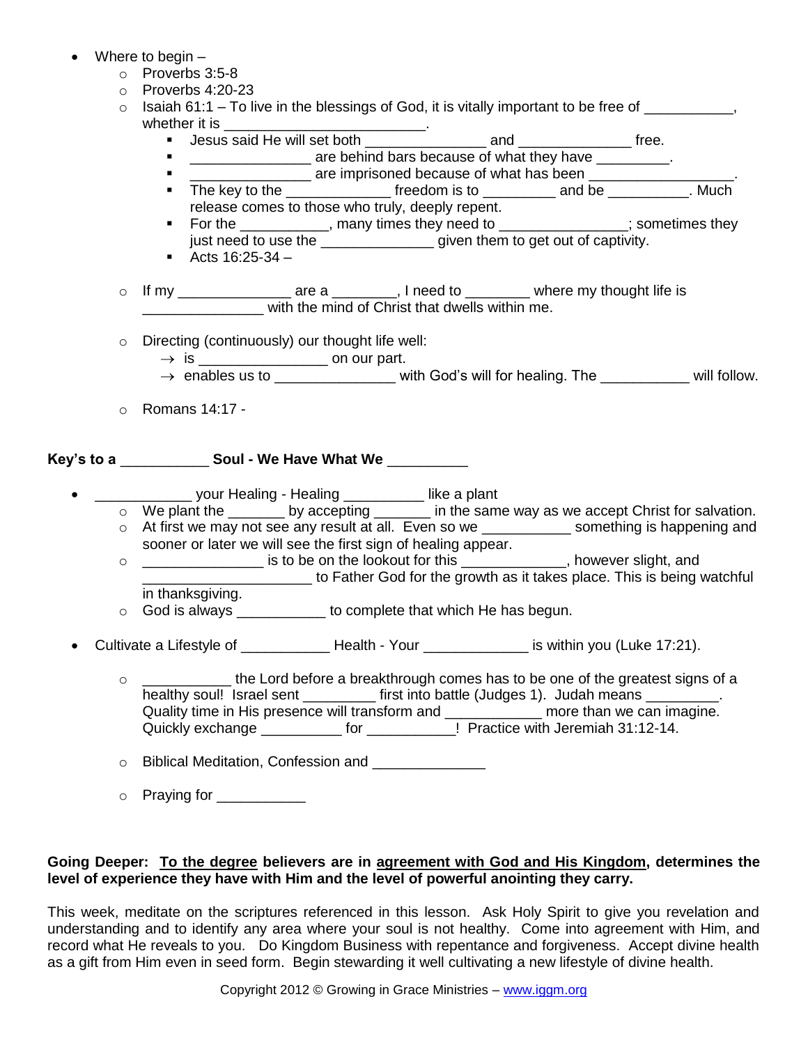- Where to begin –
  - Proverbs 3:5-8
  - Proverbs 4:20-23
  - Isaiah 61:1 – To live in the blessings of God, it is vitally important to be free of ___________, whether it is ___________________________.
    - Jesus said He will set both _______________ and ______________ free.
    - _______________ are behind bars because of what they have _________.
    - _______________ are imprisoned because of what has been __________________.
    - The key to the _____________ freedom is to _________ and be __________. Much release comes to those who truly, deeply repent.
    - For the ___________, many times they need to ________________; sometimes they just need to use the ______________ given them to get out of captivity.
    - Acts 16:25-34 –
  - If my ______________ are a ________, I need to ________ where my thought life is _______________ with the mind of Christ that dwells within me.
  - Directing (continuously) our thought life well:
    - → is ________________ on our part.
    - → enables us to _______________ with God's will for healing. The ___________ will follow.
  - Romans 14:17 -

**Key's to a ___________ Soul - We Have What We __________**

- ____________ your Healing - Healing __________ like a plant
  - We plant the _______ by accepting _______ in the same way as we accept Christ for salvation.
  - At first we may not see any result at all. Even so we ___________ something is happening and sooner or later we will see the first sign of healing appear.
  - _______________ is to be on the lookout for this _____________, however slight, and _____________________ to Father God for the growth as it takes place. This is being watchful in thanksgiving.
  - God is always ___________ to complete that which He has begun.
- Cultivate a Lifestyle of ___________ Health - Your _____________ is within you (Luke 17:21).
  - ___________ the Lord before a breakthrough comes has to be one of the greatest signs of a healthy soul! Israel sent _________ first into battle (Judges 1). Judah means _________. Quality time in His presence will transform and ____________ more than we can imagine. Quickly exchange __________ for ___________! Practice with Jeremiah 31:12-14.
  - Biblical Meditation, Confession and ______________
  - Praying for ___________

**Going Deeper: <u>To the degree</u> believers are in <u>agreement with God and His Kingdom</u>, determines the level of experience they have with Him and the level of powerful anointing they carry.**

This week, meditate on the scriptures referenced in this lesson. Ask Holy Spirit to give you revelation and understanding and to identify any area where your soul is not healthy. Come into agreement with Him, and record what He reveals to you. Do Kingdom Business with repentance and forgiveness. Accept divine health as a gift from Him even in seed form. Begin stewarding it well cultivating a new lifestyle of divine health.

Copyright 2012 © Growing in Grace Ministries – www.iggm.org